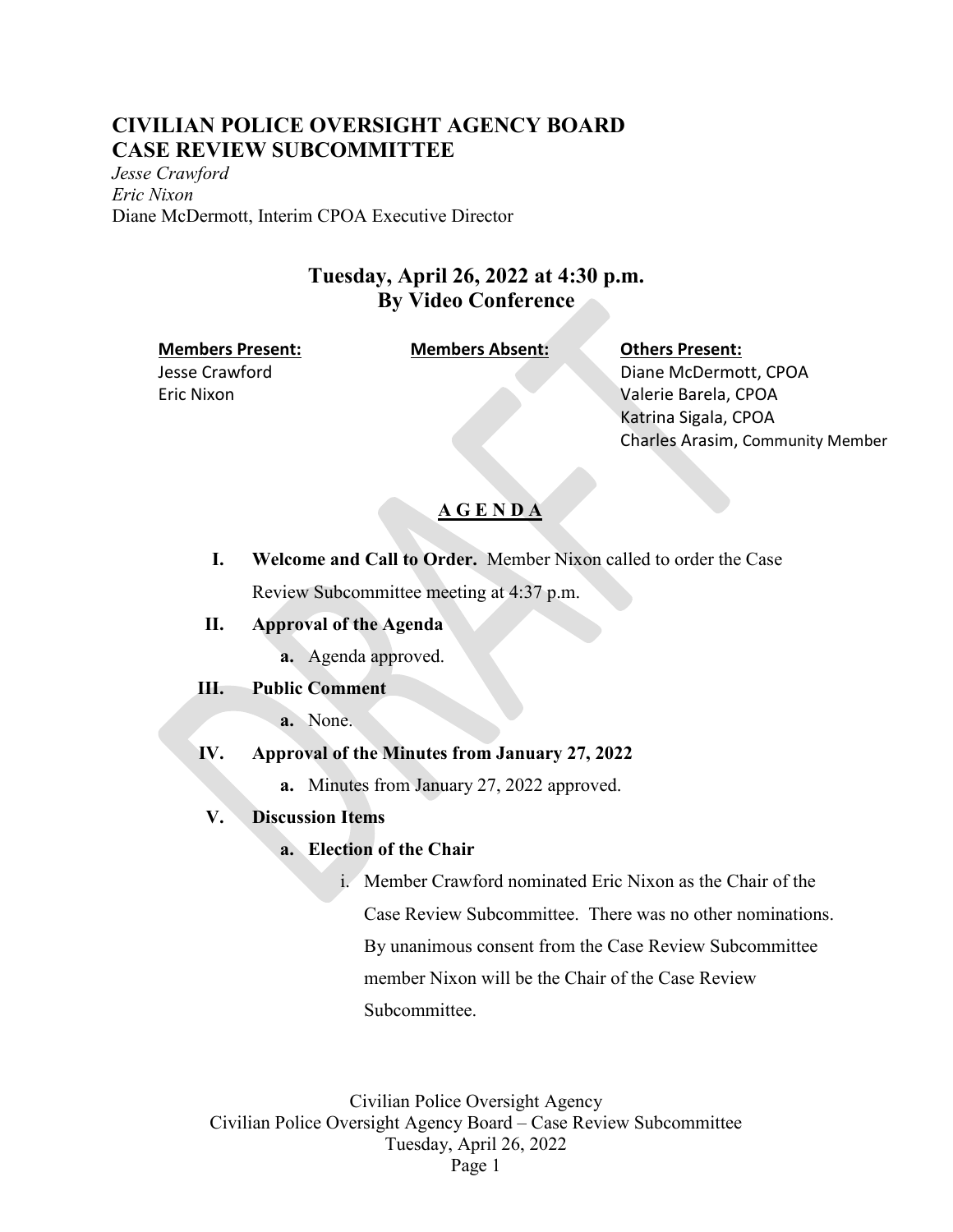# CIVILIAN POLICE OVERSIGHT AGENCY BOARD
# CASE REVIEW SUBCOMMITTEE

*Jesse Crawford*
*Eric Nixon*
Diane McDermott, Interim CPOA Executive Director

## Tuesday, April 26, 2022 at 4:30 p.m.
## By Video Conference

| **Members Present:** | **Members Absent:** | **Others Present:** |
|---|---|---|
| Jesse Crawford | | Diane McDermott, CPOA |
| Eric Nixon | | Valerie Barela, CPOA |
| | | Katrina Sigala, CPOA |
| | | Charles Arasim, Community Member |

## A G E N D A

**I. Welcome and Call to Order.** Member Nixon called to order the Case Review Subcommittee meeting at 4:37 p.m.

**II. Approval of the Agenda**

  **a.** Agenda approved.

**III. Public Comment**

  **a.** None.

**IV. Approval of the Minutes from January 27, 2022**

  **a.** Minutes from January 27, 2022 approved.

**V. Discussion Items**

  **a. Election of the Chair**

    i. Member Crawford nominated Eric Nixon as the Chair of the Case Review Subcommittee. There was no other nominations. By unanimous consent from the Case Review Subcommittee member Nixon will be the Chair of the Case Review Subcommittee.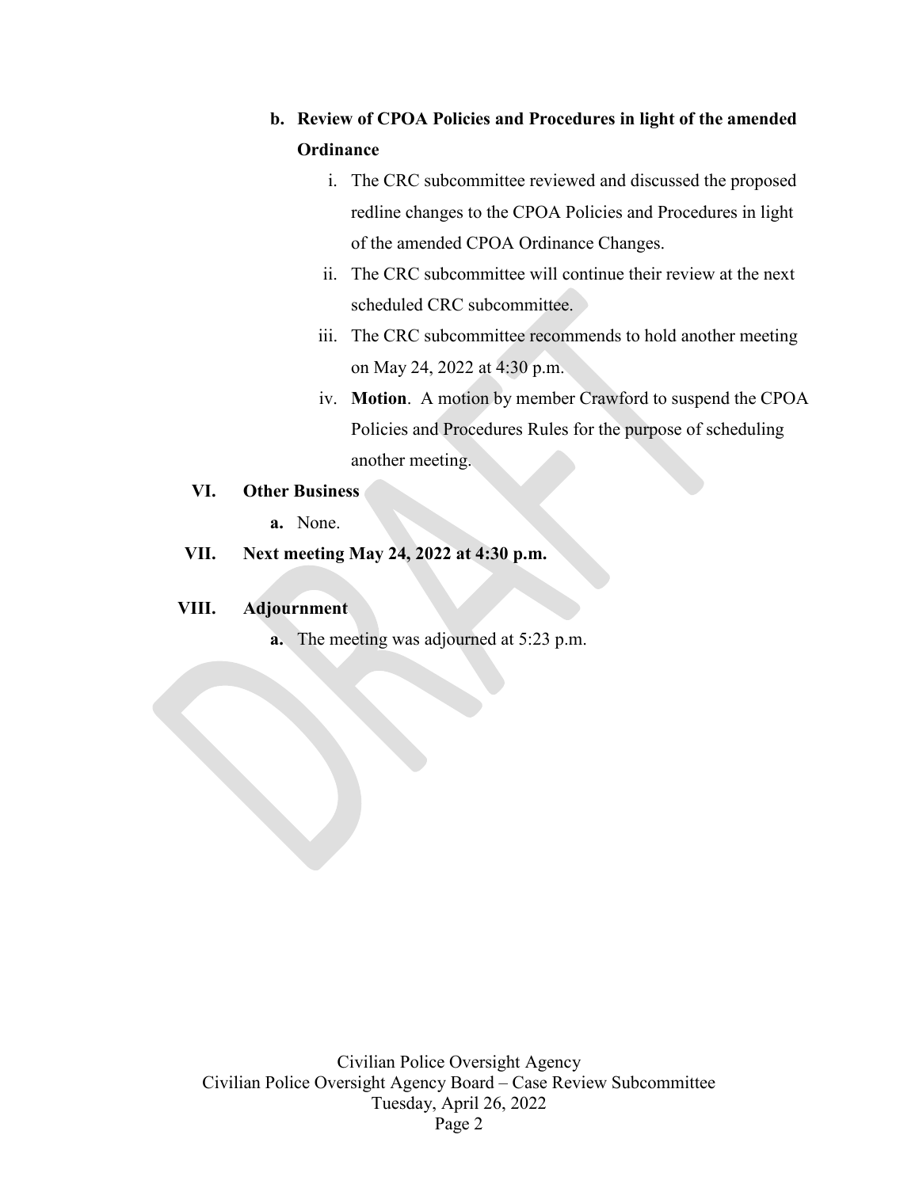**b. Review of CPOA Policies and Procedures in light of the amended Ordinance**

i. The CRC subcommittee reviewed and discussed the proposed redline changes to the CPOA Policies and Procedures in light of the amended CPOA Ordinance Changes.

ii. The CRC subcommittee will continue their review at the next scheduled CRC subcommittee.

iii. The CRC subcommittee recommends to hold another meeting on May 24, 2022 at 4:30 p.m.

iv. **Motion**. A motion by member Crawford to suspend the CPOA Policies and Procedures Rules for the purpose of scheduling another meeting.

## VI. Other Business

**a.** None.

## VII. Next meeting May 24, 2022 at 4:30 p.m.

## VIII. Adjournment

**a.** The meeting was adjourned at 5:23 p.m.